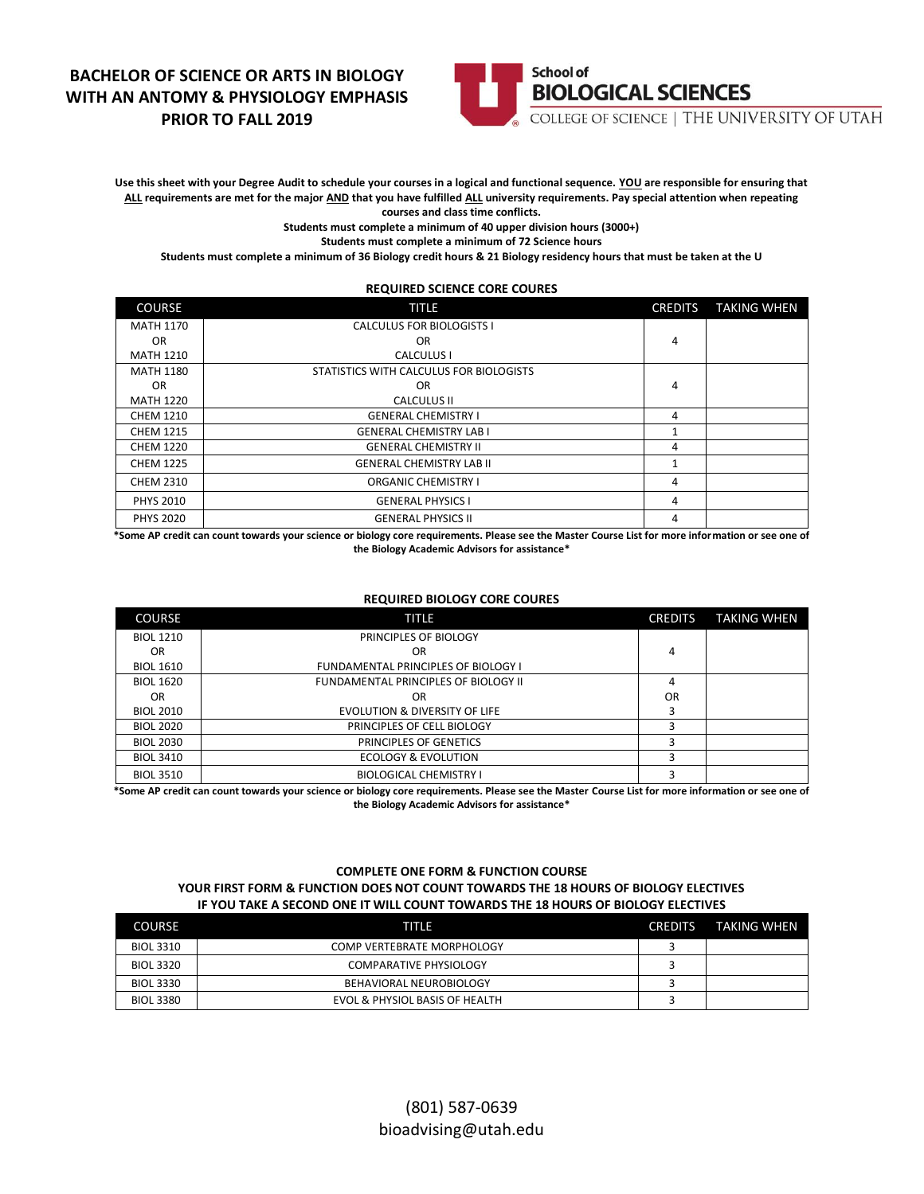# BACHELOR OF SCIENCE OR ARTS IN BIOLOGY WITH AN ANTOMY & PHYSIOLOGY EMPHASIS PRIOR TO FALL 2019

School of BIOLOGICAL SCIENCES
COLLEGE OF SCIENCE | THE UNIVERSITY OF UTAH

**Use this sheet with your Degree Audit to schedule your courses in a logical and functional sequence. YOU are responsible for ensuring that ALL requirements are met for the major AND that you have fulfilled ALL university requirements. Pay special attention when repeating courses and class time conflicts.**

**Students must complete a minimum of 40 upper division hours (3000+)**

**Students must complete a minimum of 72 Science hours**

**Students must complete a minimum of 36 Biology credit hours & 21 Biology residency hours that must be taken at the U**

## REQUIRED SCIENCE CORE COURES

| COURSE | TITLE | CREDITS | TAKING WHEN |
|---|---|---|---|
| MATH 1170 OR MATH 1210 | CALCULUS FOR BIOLOGISTS I OR CALCULUS I | 4 | |
| MATH 1180 OR MATH 1220 | STATISTICS WITH CALCULUS FOR BIOLOGISTS OR CALCULUS II | 4 | |
| CHEM 1210 | GENERAL CHEMISTRY I | 4 | |
| CHEM 1215 | GENERAL CHEMISTRY LAB I | 1 | |
| CHEM 1220 | GENERAL CHEMISTRY II | 4 | |
| CHEM 1225 | GENERAL CHEMISTRY LAB II | 1 | |
| CHEM 2310 | ORGANIC CHEMISTRY I | 4 | |
| PHYS 2010 | GENERAL PHYSICS I | 4 | |
| PHYS 2020 | GENERAL PHYSICS II | 4 | |

**\*Some AP credit can count towards your science or biology core requirements. Please see the Master Course List for more information or see one of the Biology Academic Advisors for assistance\***

## REQUIRED BIOLOGY CORE COURES

| COURSE | TITLE | CREDITS | TAKING WHEN |
|---|---|---|---|
| BIOL 1210 OR BIOL 1610 | PRINCIPLES OF BIOLOGY OR FUNDAMENTAL PRINCIPLES OF BIOLOGY I | 4 | |
| BIOL 1620 OR BIOL 2010 | FUNDAMENTAL PRINCIPLES OF BIOLOGY II OR EVOLUTION & DIVERSITY OF LIFE | 4 OR 3 | |
| BIOL 2020 | PRINCIPLES OF CELL BIOLOGY | 3 | |
| BIOL 2030 | PRINCIPLES OF GENETICS | 3 | |
| BIOL 3410 | ECOLOGY & EVOLUTION | 3 | |
| BIOL 3510 | BIOLOGICAL CHEMISTRY I | 3 | |

**\*Some AP credit can count towards your science or biology core requirements. Please see the Master Course List for more information or see one of the Biology Academic Advisors for assistance\***

## COMPLETE ONE FORM & FUNCTION COURSE

**YOUR FIRST FORM & FUNCTION DOES NOT COUNT TOWARDS THE 18 HOURS OF BIOLOGY ELECTIVES**

**IF YOU TAKE A SECOND ONE IT WILL COUNT TOWARDS THE 18 HOURS OF BIOLOGY ELECTIVES**

| COURSE | TITLE | CREDITS | TAKING WHEN |
|---|---|---|---|
| BIOL 3310 | COMP VERTEBRATE MORPHOLOGY | 3 | |
| BIOL 3320 | COMPARATIVE PHYSIOLOGY | 3 | |
| BIOL 3330 | BEHAVIORAL NEUROBIOLOGY | 3 | |
| BIOL 3380 | EVOL & PHYSIOL BASIS OF HEALTH | 3 | |

(801) 587-0639
bioadvising@utah.edu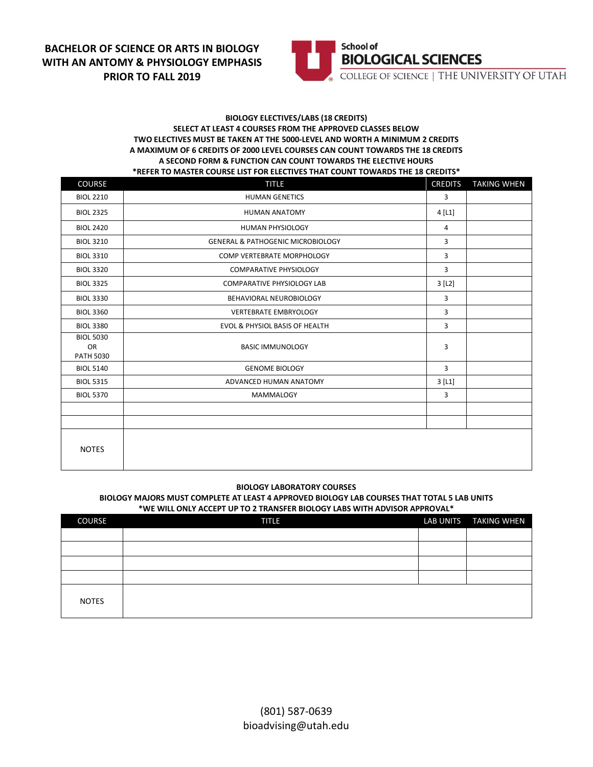# BACHELOR OF SCIENCE OR ARTS IN BIOLOGY WITH AN ANTOMY & PHYSIOLOGY EMPHASIS PRIOR TO FALL 2019

School of BIOLOGICAL SCIENCES
COLLEGE OF SCIENCE | THE UNIVERSITY OF UTAH

**BIOLOGY ELECTIVES/LABS (18 CREDITS)**
**SELECT AT LEAST 4 COURSES FROM THE APPROVED CLASSES BELOW**
**TWO ELECTIVES MUST BE TAKEN AT THE 5000-LEVEL AND WORTH A MINIMUM 2 CREDITS**
**A MAXIMUM OF 6 CREDITS OF 2000 LEVEL COURSES CAN COUNT TOWARDS THE 18 CREDITS**
**A SECOND FORM & FUNCTION CAN COUNT TOWARDS THE ELECTIVE HOURS**
**\*REFER TO MASTER COURSE LIST FOR ELECTIVES THAT COUNT TOWARDS THE 18 CREDITS\***

| COURSE | TITLE | CREDITS | TAKING WHEN |
|---|---|---|---|
| BIOL 2210 | HUMAN GENETICS | 3 | |
| BIOL 2325 | HUMAN ANATOMY | 4 [L1] | |
| BIOL 2420 | HUMAN PHYSIOLOGY | 4 | |
| BIOL 3210 | GENERAL & PATHOGENIC MICROBIOLOGY | 3 | |
| BIOL 3310 | COMP VERTEBRATE MORPHOLOGY | 3 | |
| BIOL 3320 | COMPARATIVE PHYSIOLOGY | 3 | |
| BIOL 3325 | COMPARATIVE PHYSIOLOGY LAB | 3 [L2] | |
| BIOL 3330 | BEHAVIORAL NEUROBIOLOGY | 3 | |
| BIOL 3360 | VERTEBRATE EMBRYOLOGY | 3 | |
| BIOL 3380 | EVOL & PHYSIOL BASIS OF HEALTH | 3 | |
| BIOL 5030 OR PATH 5030 | BASIC IMMUNOLOGY | 3 | |
| BIOL 5140 | GENOME BIOLOGY | 3 | |
| BIOL 5315 | ADVANCED HUMAN ANATOMY | 3 [L1] | |
| BIOL 5370 | MAMMALOGY | 3 | |
| | | | |
| | | | |
| NOTES | | | |

**BIOLOGY LABORATORY COURSES**
**BIOLOGY MAJORS MUST COMPLETE AT LEAST 4 APPROVED BIOLOGY LAB COURSES THAT TOTAL 5 LAB UNITS**
**\*WE WILL ONLY ACCEPT UP TO 2 TRANSFER BIOLOGY LABS WITH ADVISOR APPROVAL\***

| COURSE | TITLE | LAB UNITS | TAKING WHEN |
|---|---|---|---|
| | | | |
| | | | |
| | | | |
| | | | |
| NOTES | | | |

(801) 587-0639
bioadvising@utah.edu